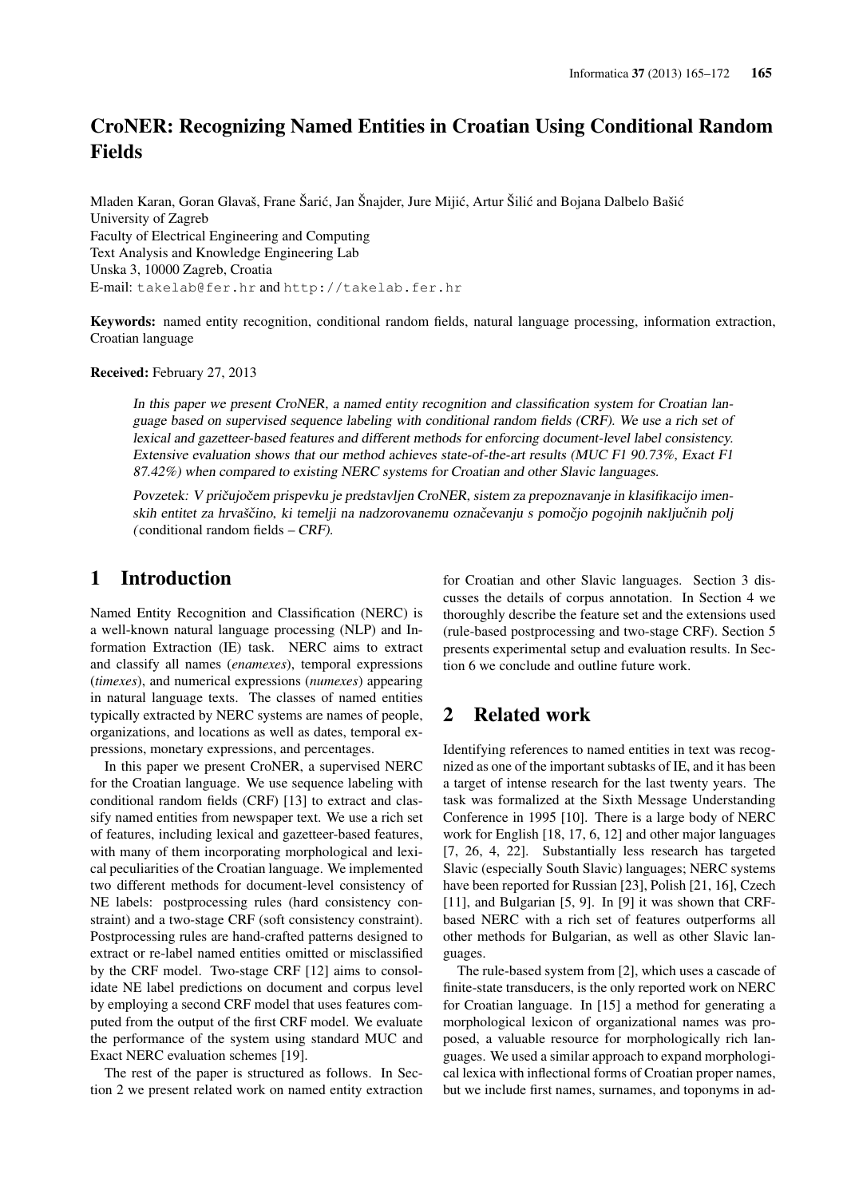# CroNER: Recognizing Named Entities in Croatian Using Conditional Random Fields

Mladen Karan, Goran Glavaš, Frane Šarić, Jan Šnajder, Jure Mijić, Artur Šilić and Bojana Dalbelo Bašić
University of Zagreb
Faculty of Electrical Engineering and Computing
Text Analysis and Knowledge Engineering Lab
Unska 3, 10000 Zagreb, Croatia
E-mail: takelab@fer.hr and http://takelab.fer.hr

**Keywords:** named entity recognition, conditional random fields, natural language processing, information extraction, Croatian language

**Received:** February 27, 2013

*In this paper we present CroNER, a named entity recognition and classification system for Croatian language based on supervised sequence labeling with conditional random fields (CRF). We use a rich set of lexical and gazetteer-based features and different methods for enforcing document-level label consistency. Extensive evaluation shows that our method achieves state-of-the-art results (MUC F1 90.73%, Exact F1 87.42%) when compared to existing NERC systems for Croatian and other Slavic languages.*

*Povzetek: V pričujočem prispevku je predstavljen CroNER, sistem za prepoznavanje in klasifikacijo imenskih entitet za hrvaščino, ki temelji na nadzorovanemu označevanju s pomočjo pogojnih naključnih polj (*conditional random fields – *CRF).*

## 1 Introduction

Named Entity Recognition and Classification (NERC) is a well-known natural language processing (NLP) and Information Extraction (IE) task. NERC aims to extract and classify all names (*enamexes*), temporal expressions (*timexes*), and numerical expressions (*numexes*) appearing in natural language texts. The classes of named entities typically extracted by NERC systems are names of people, organizations, and locations as well as dates, temporal expressions, monetary expressions, and percentages.

In this paper we present CroNER, a supervised NERC for the Croatian language. We use sequence labeling with conditional random fields (CRF) [13] to extract and classify named entities from newspaper text. We use a rich set of features, including lexical and gazetteer-based features, with many of them incorporating morphological and lexical peculiarities of the Croatian language. We implemented two different methods for document-level consistency of NE labels: postprocessing rules (hard consistency constraint) and a two-stage CRF (soft consistency constraint). Postprocessing rules are hand-crafted patterns designed to extract or re-label named entities omitted or misclassified by the CRF model. Two-stage CRF [12] aims to consolidate NE label predictions on document and corpus level by employing a second CRF model that uses features computed from the output of the first CRF model. We evaluate the performance of the system using standard MUC and Exact NERC evaluation schemes [19].

The rest of the paper is structured as follows. In Section 2 we present related work on named entity extraction for Croatian and other Slavic languages. Section 3 discusses the details of corpus annotation. In Section 4 we thoroughly describe the feature set and the extensions used (rule-based postprocessing and two-stage CRF). Section 5 presents experimental setup and evaluation results. In Section 6 we conclude and outline future work.

## 2 Related work

Identifying references to named entities in text was recognized as one of the important subtasks of IE, and it has been a target of intense research for the last twenty years. The task was formalized at the Sixth Message Understanding Conference in 1995 [10]. There is a large body of NERC work for English [18, 17, 6, 12] and other major languages [7, 26, 4, 22]. Substantially less research has targeted Slavic (especially South Slavic) languages; NERC systems have been reported for Russian [23], Polish [21, 16], Czech [11], and Bulgarian [5, 9]. In [9] it was shown that CRF-based NERC with a rich set of features outperforms all other methods for Bulgarian, as well as other Slavic languages.

The rule-based system from [2], which uses a cascade of finite-state transducers, is the only reported work on NERC for Croatian language. In [15] a method for generating a morphological lexicon of organizational names was proposed, a valuable resource for morphologically rich languages. We used a similar approach to expand morphological lexica with inflectional forms of Croatian proper names, but we include first names, surnames, and toponyms in ad-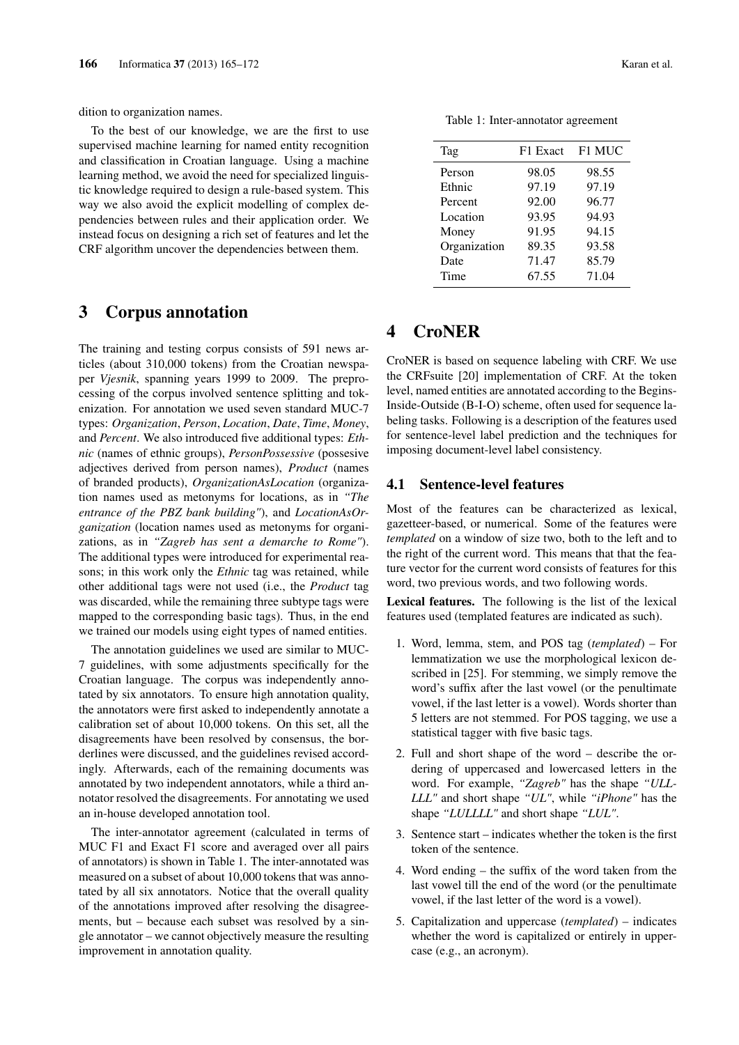dition to organization names.

To the best of our knowledge, we are the first to use supervised machine learning for named entity recognition and classification in Croatian language. Using a machine learning method, we avoid the need for specialized linguistic knowledge required to design a rule-based system. This way we also avoid the explicit modelling of complex dependencies between rules and their application order. We instead focus on designing a rich set of features and let the CRF algorithm uncover the dependencies between them.

## 3 Corpus annotation

The training and testing corpus consists of 591 news articles (about 310,000 tokens) from the Croatian newspaper *Vjesnik*, spanning years 1999 to 2009. The preprocessing of the corpus involved sentence splitting and tokenization. For annotation we used seven standard MUC-7 types: *Organization*, *Person*, *Location*, *Date*, *Time*, *Money*, and *Percent*. We also introduced five additional types: *Ethnic* (names of ethnic groups), *PersonPossessive* (possesive adjectives derived from person names), *Product* (names of branded products), *OrganizationAsLocation* (organization names used as metonyms for locations, as in *"The entrance of the PBZ bank building"*), and *LocationAsOrganization* (location names used as metonyms for organizations, as in *"Zagreb has sent a demarche to Rome"*). The additional types were introduced for experimental reasons; in this work only the *Ethnic* tag was retained, while other additional tags were not used (i.e., the *Product* tag was discarded, while the remaining three subtype tags were mapped to the corresponding basic tags). Thus, in the end we trained our models using eight types of named entities.

The annotation guidelines we used are similar to MUC-7 guidelines, with some adjustments specifically for the Croatian language. The corpus was independently annotated by six annotators. To ensure high annotation quality, the annotators were first asked to independently annotate a calibration set of about 10,000 tokens. On this set, all the disagreements have been resolved by consensus, the borderlines were discussed, and the guidelines revised accordingly. Afterwards, each of the remaining documents was annotated by two independent annotators, while a third annotator resolved the disagreements. For annotating we used an in-house developed annotation tool.

The inter-annotator agreement (calculated in terms of MUC F1 and Exact F1 score and averaged over all pairs of annotators) is shown in Table 1. The inter-annotated was measured on a subset of about 10,000 tokens that was annotated by all six annotators. Notice that the overall quality of the annotations improved after resolving the disagreements, but – because each subset was resolved by a single annotator – we cannot objectively measure the resulting improvement in annotation quality.

Table 1: Inter-annotator agreement

| Tag | F1 Exact | F1 MUC |
|---|---|---|
| Person | 98.05 | 98.55 |
| Ethnic | 97.19 | 97.19 |
| Percent | 92.00 | 96.77 |
| Location | 93.95 | 94.93 |
| Money | 91.95 | 94.15 |
| Organization | 89.35 | 93.58 |
| Date | 71.47 | 85.79 |
| Time | 67.55 | 71.04 |

## 4 CroNER

CroNER is based on sequence labeling with CRF. We use the CRFsuite [20] implementation of CRF. At the token level, named entities are annotated according to the Begins-Inside-Outside (B-I-O) scheme, often used for sequence labeling tasks. Following is a description of the features used for sentence-level label prediction and the techniques for imposing document-level label consistency.

### 4.1 Sentence-level features

Most of the features can be characterized as lexical, gazetteer-based, or numerical. Some of the features were *templated* on a window of size two, both to the left and to the right of the current word. This means that that the feature vector for the current word consists of features for this word, two previous words, and two following words.

**Lexical features.** The following is the list of the lexical features used (templated features are indicated as such).

1. Word, lemma, stem, and POS tag (*templated*) – For lemmatization we use the morphological lexicon described in [25]. For stemming, we simply remove the word's suffix after the last vowel (or the penultimate vowel, if the last letter is a vowel). Words shorter than 5 letters are not stemmed. For POS tagging, we use a statistical tagger with five basic tags.
2. Full and short shape of the word – describe the ordering of uppercased and lowercased letters in the word. For example, *"Zagreb"* has the shape *"ULLLLL"* and short shape *"UL"*, while *"iPhone"* has the shape *"LULLLL"* and short shape *"LUL"*.
3. Sentence start – indicates whether the token is the first token of the sentence.
4. Word ending – the suffix of the word taken from the last vowel till the end of the word (or the penultimate vowel, if the last letter of the word is a vowel).
5. Capitalization and uppercase (*templated*) – indicates whether the word is capitalized or entirely in uppercase (e.g., an acronym).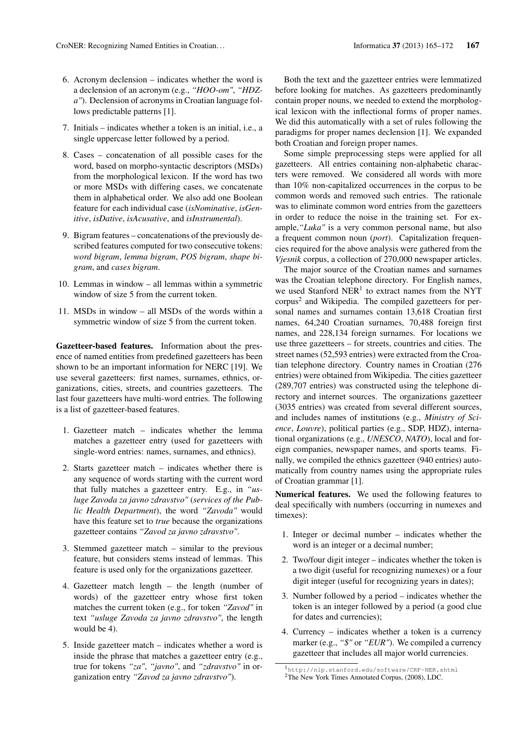6. Acronym declension – indicates whether the word is a declension of an acronym (e.g., *"HOO-om"*, *"HDZ-a"*). Declension of acronyms in Croatian language follows predictable patterns [1].

7. Initials – indicates whether a token is an initial, i.e., a single uppercase letter followed by a period.

8. Cases – concatenation of all possible cases for the word, based on morpho-syntactic descriptors (MSDs) from the morphological lexicon. If the word has two or more MSDs with differing cases, we concatenate them in alphabetical order. We also add one Boolean feature for each individual case (*isNominative*, *isGenitive*, *isDative*, *isAcusative*, and *isInstrumental*).

9. Bigram features – concatenations of the previously described features computed for two consecutive tokens: *word bigram*, *lemma bigram*, *POS bigram*, *shape bigram*, and *cases bigram*.

10. Lemmas in window – all lemmas within a symmetric window of size 5 from the current token.

11. MSDs in window – all MSDs of the words within a symmetric window of size 5 from the current token.

**Gazetteer-based features.** Information about the presence of named entities from predefined gazetteers has been shown to be an important information for NERC [19]. We use several gazetteers: first names, surnames, ethnics, organizations, cities, streets, and countries gazetteers. The last four gazetteers have multi-word entries. The following is a list of gazetteer-based features.

1. Gazetteer match – indicates whether the lemma matches a gazetteer entry (used for gazetteers with single-word entries: names, surnames, and ethnics).

2. Starts gazetteer match – indicates whether there is any sequence of words starting with the current word that fully matches a gazetteer entry. E.g., in *"usluge Zavoda za javno zdravstvo"* (*services of the Public Health Department*), the word *"Zavoda"* would have this feature set to *true* because the organizations gazetteer contains *"Zavod za javno zdravstvo"*.

3. Stemmed gazetteer match – similar to the previous feature, but considers stems instead of lemmas. This feature is used only for the organizations gazetteer.

4. Gazetteer match length – the length (number of words) of the gazetteer entry whose first token matches the current token (e.g., for token *"Zavod"* in text *"usluge Zavoda za javno zdravstvo"*, the length would be 4).

5. Inside gazetteer match – indicates whether a word is inside the phrase that matches a gazetteer entry (e.g., true for tokens *"za"*, *"javno"*, and *"zdravstvo"* in organization entry *"Zavod za javno zdravstvo"*).

Both the text and the gazetteer entries were lemmatized before looking for matches. As gazetteers predominantly contain proper nouns, we needed to extend the morphological lexicon with the inflectional forms of proper names. We did this automatically with a set of rules following the paradigms for proper names declension [1]. We expanded both Croatian and foreign proper names.

Some simple preprocessing steps were applied for all gazetteers. All entries containing non-alphabetic characters were removed. We considered all words with more than 10% non-capitalized occurrences in the corpus to be common words and removed such entries. The rationale was to eliminate common word entries from the gazetteers in order to reduce the noise in the training set. For example,*"Luka"* is a very common personal name, but also a frequent common noun (*port*). Capitalization frequencies required for the above analysis were gathered from the *Vjesnik* corpus, a collection of 270,000 newspaper articles.

The major source of the Croatian names and surnames was the Croatian telephone directory. For English names, we used Stanford NER[1] to extract names from the NYT corpus[2] and Wikipedia. The compiled gazetteers for personal names and surnames contain 13,618 Croatian first names, 64,240 Croatian surnames, 70,488 foreign first names, and 228,134 foreign surnames. For locations we use three gazetteers – for streets, countries and cities. The street names (52,593 entries) were extracted from the Croatian telephone directory. Country names in Croatian (276 entries) were obtained from Wikipedia. The cities gazetteer (289,707 entries) was constructed using the telephone directory and internet sources. The organizations gazetteer (3035 entries) was created from several different sources, and includes names of institutions (e.g., *Ministry of Science*, *Louvre*), political parties (e.g., SDP, HDZ), international organizations (e.g., *UNESCO*, *NATO*), local and foreign companies, newspaper names, and sports teams. Finally, we compiled the ethnics gazetteer (940 entries) automatically from country names using the appropriate rules of Croatian grammar [1].

**Numerical features.** We used the following features to deal specifically with numbers (occurring in numexes and timexes):

1. Integer or decimal number – indicates whether the word is an integer or a decimal number;

2. Two/four digit integer – indicates whether the token is a two digit (useful for recognizing numexes) or a four digit integer (useful for recognizing years in dates);

3. Number followed by a period – indicates whether the token is an integer followed by a period (a good clue for dates and currencies);

4. Currency – indicates whether a token is a currency marker (e.g., *"$"* or *"EUR"*). We compiled a currency gazetteer that includes all major world currencies.

[1] http://nlp.stanford.edu/software/CRF-NER.shtml

[2] The New York Times Annotated Corpus, (2008), LDC.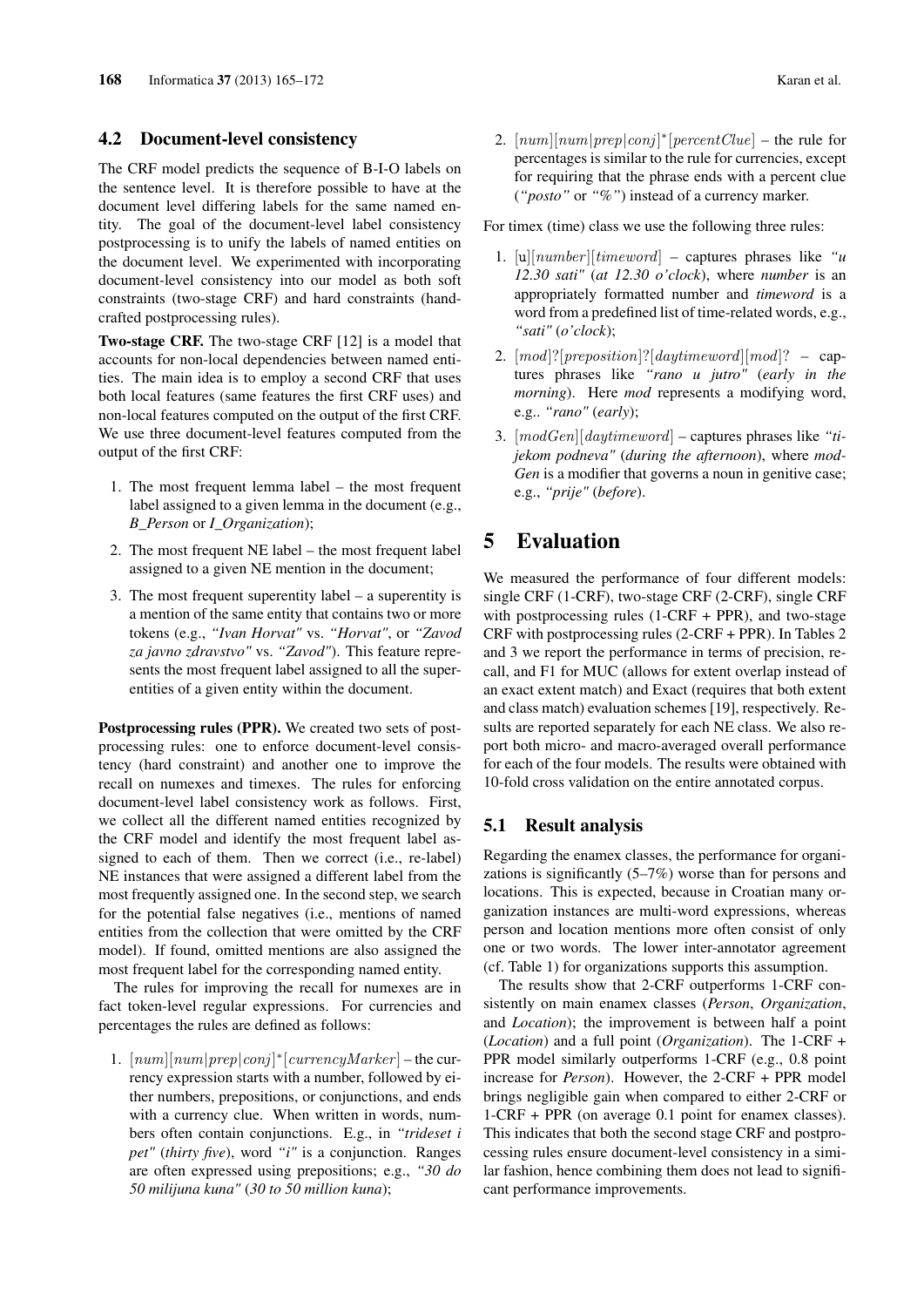## 4.2 Document-level consistency

The CRF model predicts the sequence of B-I-O labels on the sentence level. It is therefore possible to have at the document level differing labels for the same named entity. The goal of the document-level label consistency postprocessing is to unify the labels of named entities on the document level. We experimented with incorporating document-level consistency into our model as both soft constraints (two-stage CRF) and hard constraints (handcrafted postprocessing rules).

**Two-stage CRF.** The two-stage CRF [12] is a model that accounts for non-local dependencies between named entities. The main idea is to employ a second CRF that uses both local features (same features the first CRF uses) and non-local features computed on the output of the first CRF. We use three document-level features computed from the output of the first CRF:

1. The most frequent lemma label – the most frequent label assigned to a given lemma in the document (e.g., *B_Person* or *I_Organization*);
2. The most frequent NE label – the most frequent label assigned to a given NE mention in the document;
3. The most frequent superentity label – a superentity is a mention of the same entity that contains two or more tokens (e.g., *"Ivan Horvat"* vs. *"Horvat"*, or *"Zavod za javno zdravstvo"* vs. *"Zavod"*). This feature represents the most frequent label assigned to all the superentities of a given entity within the document.

**Postprocessing rules (PPR).** We created two sets of postprocessing rules: one to enforce document-level consistency (hard constraint) and another one to improve the recall on numexes and timexes. The rules for enforcing document-level label consistency work as follows. First, we collect all the different named entities recognized by the CRF model and identify the most frequent label assigned to each of them. Then we correct (i.e., re-label) NE instances that were assigned a different label from the most frequently assigned one. In the second step, we search for the potential false negatives (i.e., mentions of named entities from the collection that were omitted by the CRF model). If found, omitted mentions are also assigned the most frequent label for the corresponding named entity.

The rules for improving the recall for numexes are in fact token-level regular expressions. For currencies and percentages the rules are defined as follows:

1. $[num][num|prep|conj]^*[currencyMarker]$ – the currency expression starts with a number, followed by either numbers, prepositions, or conjunctions, and ends with a currency clue. When written in words, numbers often contain conjunctions. E.g., in *"trideset i pet"* (*thirty five*), word *"i"* is a conjunction. Ranges are often expressed using prepositions; e.g., *"30 do 50 milijuna kuna"* (*30 to 50 million kuna*);
2. $[num][num|prep|conj]^*[percentClue]$ – the rule for percentages is similar to the rule for currencies, except for requiring that the phrase ends with a percent clue (*"posto"* or *"%"*) instead of a currency marker.

For timex (time) class we use the following three rules:

1. $[\mathrm{u}][number][timeword]$ – captures phrases like *"u 12.30 sati"* (*at 12.30 o'clock*), where *number* is an appropriately formatted number and *timeword* is a word from a predefined list of time-related words, e.g., *"sati"* (*o'clock*);
2. $[mod]?[preposition]?[daytimeword][mod]?$ – captures phrases like *"rano u jutro"* (*early in the morning*). Here *mod* represents a modifying word, e.g.. *"rano"* (*early*);
3. $[modGen][daytimeword]$ – captures phrases like *"tijekom podneva"* (*during the afternoon*), where *modGen* is a modifier that governs a noun in genitive case; e.g., *"prije"* (*before*).

# 5 Evaluation

We measured the performance of four different models: single CRF (1-CRF), two-stage CRF (2-CRF), single CRF with postprocessing rules (1-CRF + PPR), and two-stage CRF with postprocessing rules (2-CRF + PPR). In Tables 2 and 3 we report the performance in terms of precision, recall, and F1 for MUC (allows for extent overlap instead of an exact extent match) and Exact (requires that both extent and class match) evaluation schemes [19], respectively. Results are reported separately for each NE class. We also report both micro- and macro-averaged overall performance for each of the four models. The results were obtained with 10-fold cross validation on the entire annotated corpus.

## 5.1 Result analysis

Regarding the enamex classes, the performance for organizations is significantly (5–7%) worse than for persons and locations. This is expected, because in Croatian many organization instances are multi-word expressions, whereas person and location mentions more often consist of only one or two words. The lower inter-annotator agreement (cf. Table 1) for organizations supports this assumption.

The results show that 2-CRF outperforms 1-CRF consistently on main enamex classes (*Person*, *Organization*, and *Location*); the improvement is between half a point (*Location*) and a full point (*Organization*). The 1-CRF + PPR model similarly outperforms 1-CRF (e.g., 0.8 point increase for *Person*). However, the 2-CRF + PPR model brings negligible gain when compared to either 2-CRF or 1-CRF + PPR (on average 0.1 point for enamex classes). This indicates that both the second stage CRF and postprocessing rules ensure document-level consistency in a similar fashion, hence combining them does not lead to significant performance improvements.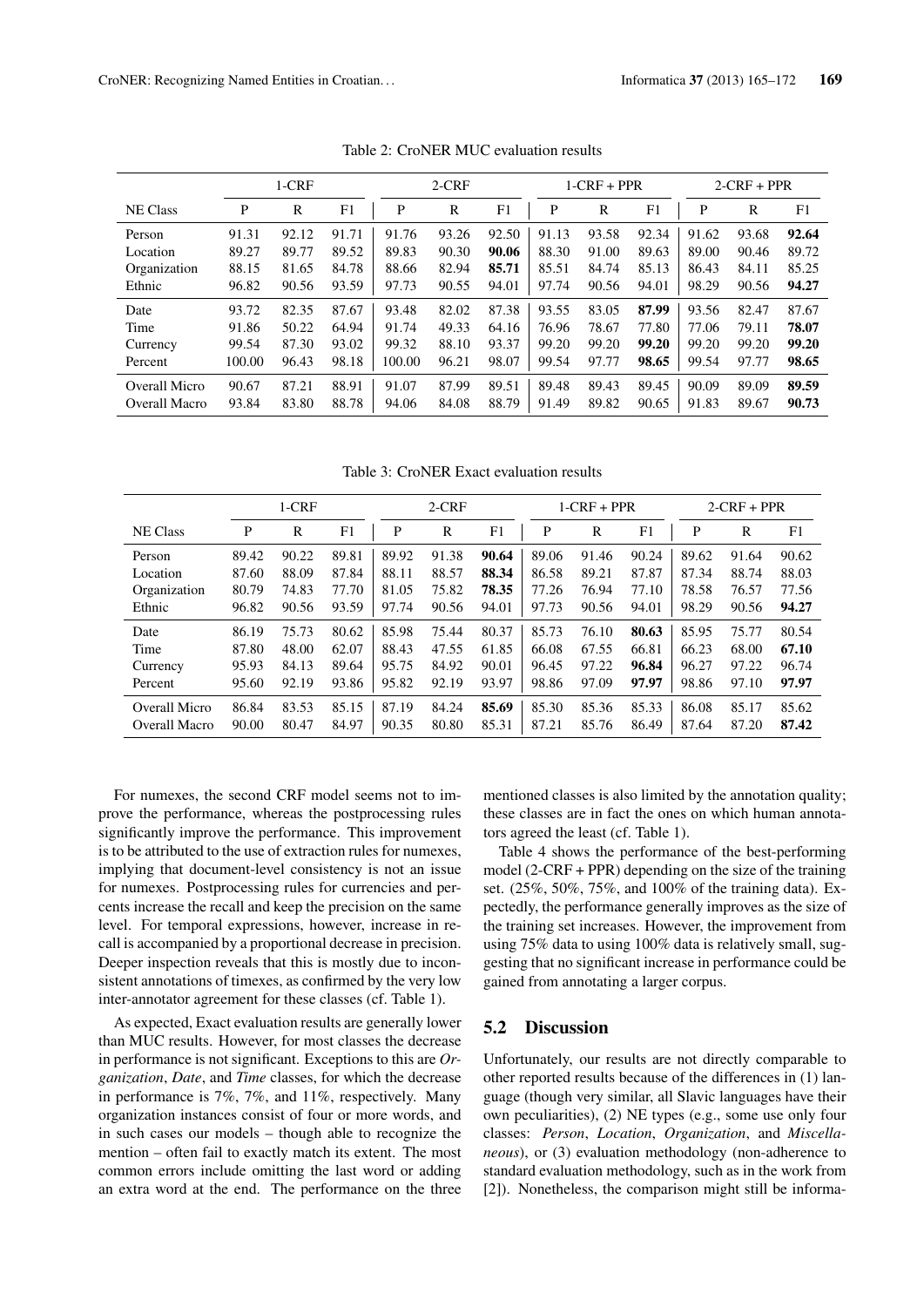Table 2: CroNER MUC evaluation results

| | 1-CRF | | | 2-CRF | | | 1-CRF + PPR | | | 2-CRF + PPR | | |
|---|---|---|---|---|---|---|---|---|---|---|---|---|
| NE Class | P | R | F1 | P | R | F1 | P | R | F1 | P | R | F1 |
| Person | 91.31 | 92.12 | 91.71 | 91.76 | 93.26 | 92.50 | 91.13 | 93.58 | 92.34 | 91.62 | 93.68 | **92.64** |
| Location | 89.27 | 89.77 | 89.52 | 89.83 | 90.30 | **90.06** | 88.30 | 91.00 | 89.63 | 89.00 | 90.46 | 89.72 |
| Organization | 88.15 | 81.65 | 84.78 | 88.66 | 82.94 | **85.71** | 85.51 | 84.74 | 85.13 | 86.43 | 84.11 | 85.25 |
| Ethnic | 96.82 | 90.56 | 93.59 | 97.73 | 90.55 | 94.01 | 97.74 | 90.56 | 94.01 | 98.29 | 90.56 | **94.27** |
| Date | 93.72 | 82.35 | 87.67 | 93.48 | 82.02 | 87.38 | 93.55 | 83.05 | **87.99** | 93.56 | 82.47 | 87.67 |
| Time | 91.86 | 50.22 | 64.94 | 91.74 | 49.33 | 64.16 | 76.96 | 78.67 | 77.80 | 77.06 | 79.11 | **78.07** |
| Currency | 99.54 | 87.30 | 93.02 | 99.32 | 88.10 | 93.37 | 99.20 | 99.20 | **99.20** | 99.20 | 99.20 | **99.20** |
| Percent | 100.00 | 96.43 | 98.18 | 100.00 | 96.21 | 98.07 | 99.54 | 97.77 | **98.65** | 99.54 | 97.77 | **98.65** |
| Overall Micro | 90.67 | 87.21 | 88.91 | 91.07 | 87.99 | 89.51 | 89.48 | 89.43 | 89.45 | 90.09 | 89.09 | **89.59** |
| Overall Macro | 93.84 | 83.80 | 88.78 | 94.06 | 84.08 | 88.79 | 91.49 | 89.82 | 90.65 | 91.83 | 89.67 | **90.73** |

Table 3: CroNER Exact evaluation results

| | 1-CRF | | | 2-CRF | | | 1-CRF + PPR | | | 2-CRF + PPR | | |
|---|---|---|---|---|---|---|---|---|---|---|---|---|
| NE Class | P | R | F1 | P | R | F1 | P | R | F1 | P | R | F1 |
| Person | 89.42 | 90.22 | 89.81 | 89.92 | 91.38 | **90.64** | 89.06 | 91.46 | 90.24 | 89.62 | 91.64 | 90.62 |
| Location | 87.60 | 88.09 | 87.84 | 88.11 | 88.57 | **88.34** | 86.58 | 89.21 | 87.87 | 87.34 | 88.74 | 88.03 |
| Organization | 80.79 | 74.83 | 77.70 | 81.05 | 75.82 | **78.35** | 77.26 | 76.94 | 77.10 | 78.58 | 76.57 | 77.56 |
| Ethnic | 96.82 | 90.56 | 93.59 | 97.74 | 90.56 | 94.01 | 97.73 | 90.56 | 94.01 | 98.29 | 90.56 | **94.27** |
| Date | 86.19 | 75.73 | 80.62 | 85.98 | 75.44 | 80.37 | 85.73 | 76.10 | **80.63** | 85.95 | 75.77 | 80.54 |
| Time | 87.80 | 48.00 | 62.07 | 88.43 | 47.55 | 61.85 | 66.08 | 67.55 | 66.81 | 66.23 | 68.00 | **67.10** |
| Currency | 95.93 | 84.13 | 89.64 | 95.75 | 84.92 | 90.01 | 96.45 | 97.22 | **96.84** | 96.27 | 97.22 | 96.74 |
| Percent | 95.60 | 92.19 | 93.86 | 95.82 | 92.19 | 93.97 | 98.86 | 97.09 | **97.97** | 98.86 | 97.10 | **97.97** |
| Overall Micro | 86.84 | 83.53 | 85.15 | 87.19 | 84.24 | **85.69** | 85.30 | 85.36 | 85.33 | 86.08 | 85.17 | 85.62 |
| Overall Macro | 90.00 | 80.47 | 84.97 | 90.35 | 80.80 | 85.31 | 87.21 | 85.76 | 86.49 | 87.64 | 87.20 | **87.42** |

For numexes, the second CRF model seems not to improve the performance, whereas the postprocessing rules significantly improve the performance. This improvement is to be attributed to the use of extraction rules for numexes, implying that document-level consistency is not an issue for numexes. Postprocessing rules for currencies and percents increase the recall and keep the precision on the same level. For temporal expressions, however, increase in recall is accompanied by a proportional decrease in precision. Deeper inspection reveals that this is mostly due to inconsistent annotations of timexes, as confirmed by the very low inter-annotator agreement for these classes (cf. Table 1).

As expected, Exact evaluation results are generally lower than MUC results. However, for most classes the decrease in performance is not significant. Exceptions to this are *Organization*, *Date*, and *Time* classes, for which the decrease in performance is 7%, 7%, and 11%, respectively. Many organization instances consist of four or more words, and in such cases our models – though able to recognize the mention – often fail to exactly match its extent. The most common errors include omitting the last word or adding an extra word at the end. The performance on the three mentioned classes is also limited by the annotation quality; these classes are in fact the ones on which human annotators agreed the least (cf. Table 1).

Table 4 shows the performance of the best-performing model (2-CRF + PPR) depending on the size of the training set. (25%, 50%, 75%, and 100% of the training data). Expectedly, the performance generally improves as the size of the training set increases. However, the improvement from using 75% data to using 100% data is relatively small, suggesting that no significant increase in performance could be gained from annotating a larger corpus.

## 5.2 Discussion

Unfortunately, our results are not directly comparable to other reported results because of the differences in (1) language (though very similar, all Slavic languages have their own peculiarities), (2) NE types (e.g., some use only four classes: *Person*, *Location*, *Organization*, and *Miscellaneous*), or (3) evaluation methodology (non-adherence to standard evaluation methodology, such as in the work from [2]). Nonetheless, the comparison might still be informa-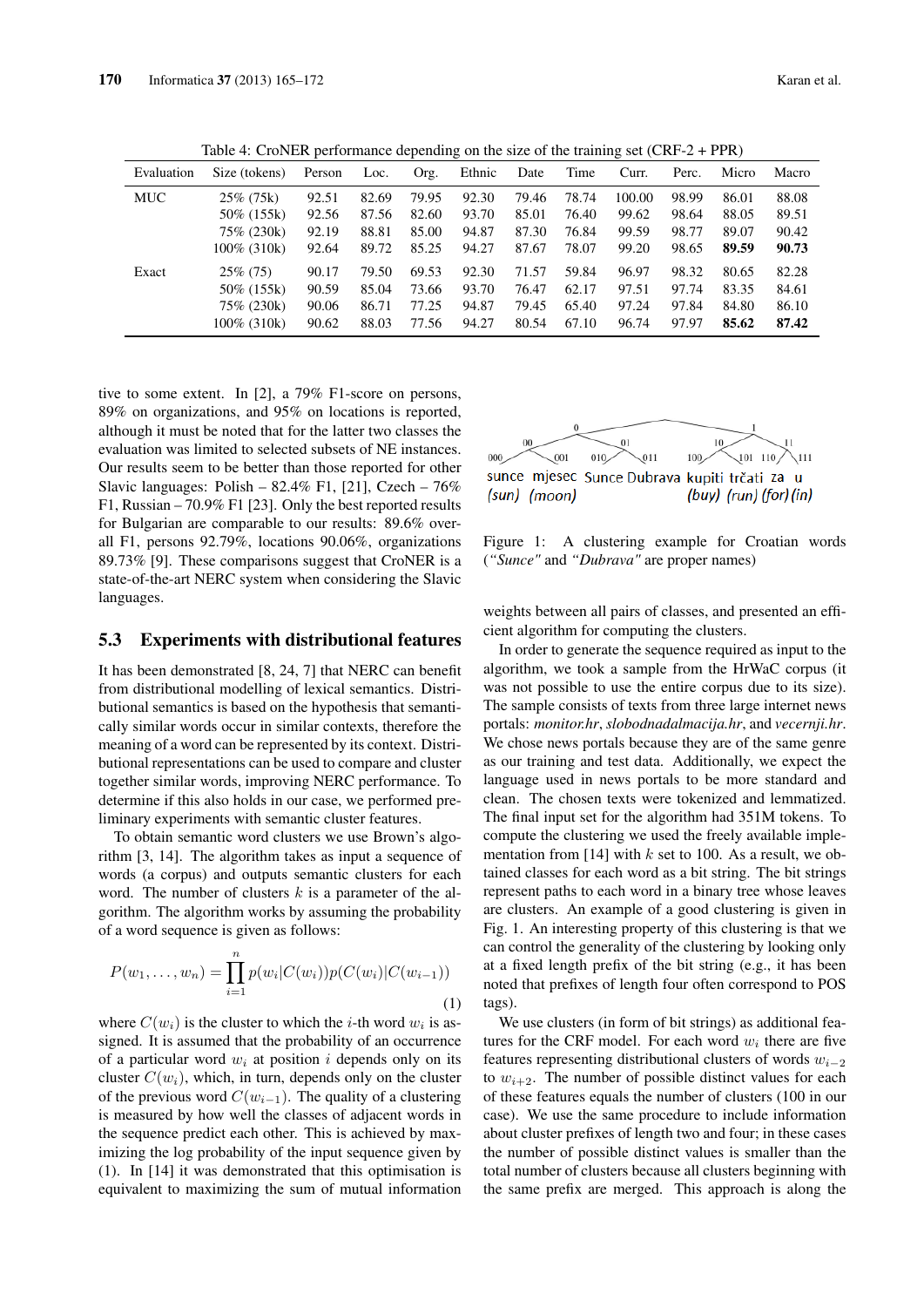Table 4: CroNER performance depending on the size of the training set (CRF-2 + PPR)

| Evaluation | Size (tokens) | Person | Loc. | Org. | Ethnic | Date | Time | Curr. | Perc. | Micro | Macro |
|---|---|---|---|---|---|---|---|---|---|---|---|
| MUC | 25% (75k) | 92.51 | 82.69 | 79.95 | 92.30 | 79.46 | 78.74 | 100.00 | 98.99 | 86.01 | 88.08 |
| | 50% (155k) | 92.56 | 87.56 | 82.60 | 93.70 | 85.01 | 76.40 | 99.62 | 98.64 | 88.05 | 89.51 |
| | 75% (230k) | 92.19 | 88.81 | 85.00 | 94.87 | 87.30 | 76.84 | 99.59 | 98.77 | 89.07 | 90.42 |
| | 100% (310k) | 92.64 | 89.72 | 85.25 | 94.27 | 87.67 | 78.07 | 99.20 | 98.65 | **89.59** | **90.73** |
| Exact | 25% (75) | 90.17 | 79.50 | 69.53 | 92.30 | 71.57 | 59.84 | 96.97 | 98.32 | 80.65 | 82.28 |
| | 50% (155k) | 90.59 | 85.04 | 73.66 | 93.70 | 76.47 | 62.17 | 97.51 | 97.74 | 83.35 | 84.61 |
| | 75% (230k) | 90.06 | 86.71 | 77.25 | 94.87 | 79.45 | 65.40 | 97.24 | 97.84 | 84.80 | 86.10 |
| | 100% (310k) | 90.62 | 88.03 | 77.56 | 94.27 | 80.54 | 67.10 | 96.74 | 97.97 | **85.62** | **87.42** |

tive to some extent. In [2], a 79% F1-score on persons, 89% on organizations, and 95% on locations is reported, although it must be noted that for the latter two classes the evaluation was limited to selected subsets of NE instances. Our results seem to be better than those reported for other Slavic languages: Polish – 82.4% F1, [21], Czech – 76% F1, Russian – 70.9% F1 [23]. Only the best reported results for Bulgarian are comparable to our results: 89.6% overall F1, persons 92.79%, locations 90.06%, organizations 89.73% [9]. These comparisons suggest that CroNER is a state-of-the-art NERC system when considering the Slavic languages.

### 5.3 Experiments with distributional features

It has been demonstrated [8, 24, 7] that NERC can benefit from distributional modelling of lexical semantics. Distributional semantics is based on the hypothesis that semantically similar words occur in similar contexts, therefore the meaning of a word can be represented by its context. Distributional representations can be used to compare and cluster together similar words, improving NERC performance. To determine if this also holds in our case, we performed preliminary experiments with semantic cluster features.

To obtain semantic word clusters we use Brown's algorithm [3, 14]. The algorithm takes as input a sequence of words (a corpus) and outputs semantic clusters for each word. The number of clusters $k$ is a parameter of the algorithm. The algorithm works by assuming the probability of a word sequence is given as follows:

$$P(w_1, \ldots, w_n) = \prod_{i=1}^{n} p(w_i|C(w_i))p(C(w_i)|C(w_{i-1})) \quad (1)$$

where $C(w_i)$ is the cluster to which the $i$-th word $w_i$ is assigned. It is assumed that the probability of an occurrence of a particular word $w_i$ at position $i$ depends only on its cluster $C(w_i)$, which, in turn, depends only on the cluster of the previous word $C(w_{i-1})$. The quality of a clustering is measured by how well the classes of adjacent words in the sequence predict each other. This is achieved by maximizing the log probability of the input sequence given by (1). In [14] it was demonstrated that this optimisation is equivalent to maximizing the sum of mutual information weights between all pairs of classes, and presented an efficient algorithm for computing the clusters.

Figure 1: A clustering example for Croatian words (*"Sunce"* and *"Dubrava"* are proper names)

In order to generate the sequence required as input to the algorithm, we took a sample from the HrWaC corpus (it was not possible to use the entire corpus due to its size). The sample consists of texts from three large internet news portals: *monitor.hr*, *slobodnadalmacija.hr*, and *vecernji.hr*. We chose news portals because they are of the same genre as our training and test data. Additionally, we expect the language used in news portals to be more standard and clean. The chosen texts were tokenized and lemmatized. The final input set for the algorithm had 351M tokens. To compute the clustering we used the freely available implementation from [14] with $k$ set to 100. As a result, we obtained classes for each word as a bit string. The bit strings represent paths to each word in a binary tree whose leaves are clusters. An example of a good clustering is given in Fig. 1. An interesting property of this clustering is that we can control the generality of the clustering by looking only at a fixed length prefix of the bit string (e.g., it has been noted that prefixes of length four often correspond to POS tags).

We use clusters (in form of bit strings) as additional features for the CRF model. For each word $w_i$ there are five features representing distributional clusters of words $w_{i-2}$ to $w_{i+2}$. The number of possible distinct values for each of these features equals the number of clusters (100 in our case). We use the same procedure to include information about cluster prefixes of length two and four; in these cases the number of possible distinct values is smaller than the total number of clusters because all clusters beginning with the same prefix are merged. This approach is along the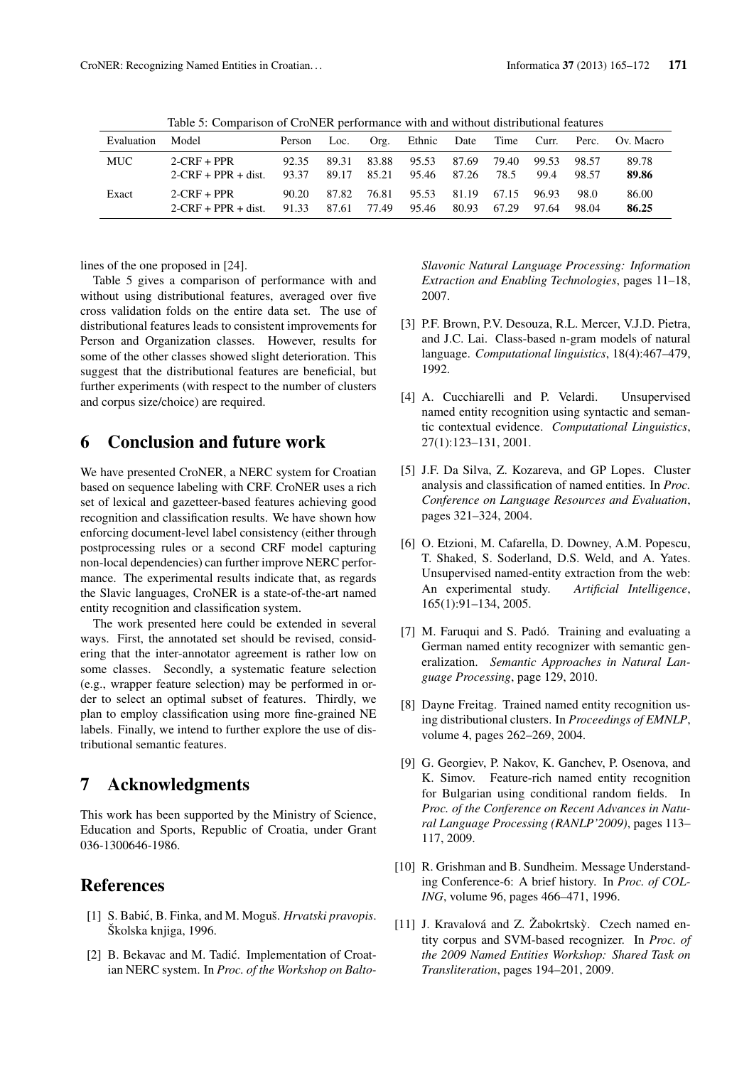Table 5: Comparison of CroNER performance with and without distributional features

| Evaluation | Model | Person | Loc. | Org. | Ethnic | Date | Time | Curr. | Perc. | Ov. Macro |
|---|---|---|---|---|---|---|---|---|---|---|
| MUC | 2-CRF + PPR | 92.35 | 89.31 | 83.88 | 95.53 | 87.69 | 79.40 | 99.53 | 98.57 | 89.78 |
| | 2-CRF + PPR + dist. | 93.37 | 89.17 | 85.21 | 95.46 | 87.26 | 78.5 | 99.4 | 98.57 | **89.86** |
| Exact | 2-CRF + PPR | 90.20 | 87.82 | 76.81 | 95.53 | 81.19 | 67.15 | 96.93 | 98.0 | 86.00 |
| | 2-CRF + PPR + dist. | 91.33 | 87.61 | 77.49 | 95.46 | 80.93 | 67.29 | 97.64 | 98.04 | **86.25** |

lines of the one proposed in [24].

Table 5 gives a comparison of performance with and without using distributional features, averaged over five cross validation folds on the entire data set. The use of distributional features leads to consistent improvements for Person and Organization classes. However, results for some of the other classes showed slight deterioration. This suggest that the distributional features are beneficial, but further experiments (with respect to the number of clusters and corpus size/choice) are required.

## 6 Conclusion and future work

We have presented CroNER, a NERC system for Croatian based on sequence labeling with CRF. CroNER uses a rich set of lexical and gazetteer-based features achieving good recognition and classification results. We have shown how enforcing document-level label consistency (either through postprocessing rules or a second CRF model capturing non-local dependencies) can further improve NERC performance. The experimental results indicate that, as regards the Slavic languages, CroNER is a state-of-the-art named entity recognition and classification system.

The work presented here could be extended in several ways. First, the annotated set should be revised, considering that the inter-annotator agreement is rather low on some classes. Secondly, a systematic feature selection (e.g., wrapper feature selection) may be performed in order to select an optimal subset of features. Thirdly, we plan to employ classification using more fine-grained NE labels. Finally, we intend to further explore the use of distributional semantic features.

## 7 Acknowledgments

This work has been supported by the Ministry of Science, Education and Sports, Republic of Croatia, under Grant 036-1300646-1986.

## References

[1] S. Babić, B. Finka, and M. Moguš. *Hrvatski pravopis*. Školska knjiga, 1996.

[2] B. Bekavac and M. Tadić. Implementation of Croatian NERC system. In *Proc. of the Workshop on Balto-Slavonic Natural Language Processing: Information Extraction and Enabling Technologies*, pages 11–18, 2007.

[3] P.F. Brown, P.V. Desouza, R.L. Mercer, V.J.D. Pietra, and J.C. Lai. Class-based n-gram models of natural language. *Computational linguistics*, 18(4):467–479, 1992.

[4] A. Cucchiarelli and P. Velardi. Unsupervised named entity recognition using syntactic and semantic contextual evidence. *Computational Linguistics*, 27(1):123–131, 2001.

[5] J.F. Da Silva, Z. Kozareva, and GP Lopes. Cluster analysis and classification of named entities. In *Proc. Conference on Language Resources and Evaluation*, pages 321–324, 2004.

[6] O. Etzioni, M. Cafarella, D. Downey, A.M. Popescu, T. Shaked, S. Soderland, D.S. Weld, and A. Yates. Unsupervised named-entity extraction from the web: An experimental study. *Artificial Intelligence*, 165(1):91–134, 2005.

[7] M. Faruqui and S. Padó. Training and evaluating a German named entity recognizer with semantic generalization. *Semantic Approaches in Natural Language Processing*, page 129, 2010.

[8] Dayne Freitag. Trained named entity recognition using distributional clusters. In *Proceedings of EMNLP*, volume 4, pages 262–269, 2004.

[9] G. Georgiev, P. Nakov, K. Ganchev, P. Osenova, and K. Simov. Feature-rich named entity recognition for Bulgarian using conditional random fields. In *Proc. of the Conference on Recent Advances in Natural Language Processing (RANLP'2009)*, pages 113–117, 2009.

[10] R. Grishman and B. Sundheim. Message Understanding Conference-6: A brief history. In *Proc. of COLING*, volume 96, pages 466–471, 1996.

[11] J. Kravalová and Z. Žabokrtskỳ. Czech named entity corpus and SVM-based recognizer. In *Proc. of the 2009 Named Entities Workshop: Shared Task on Transliteration*, pages 194–201, 2009.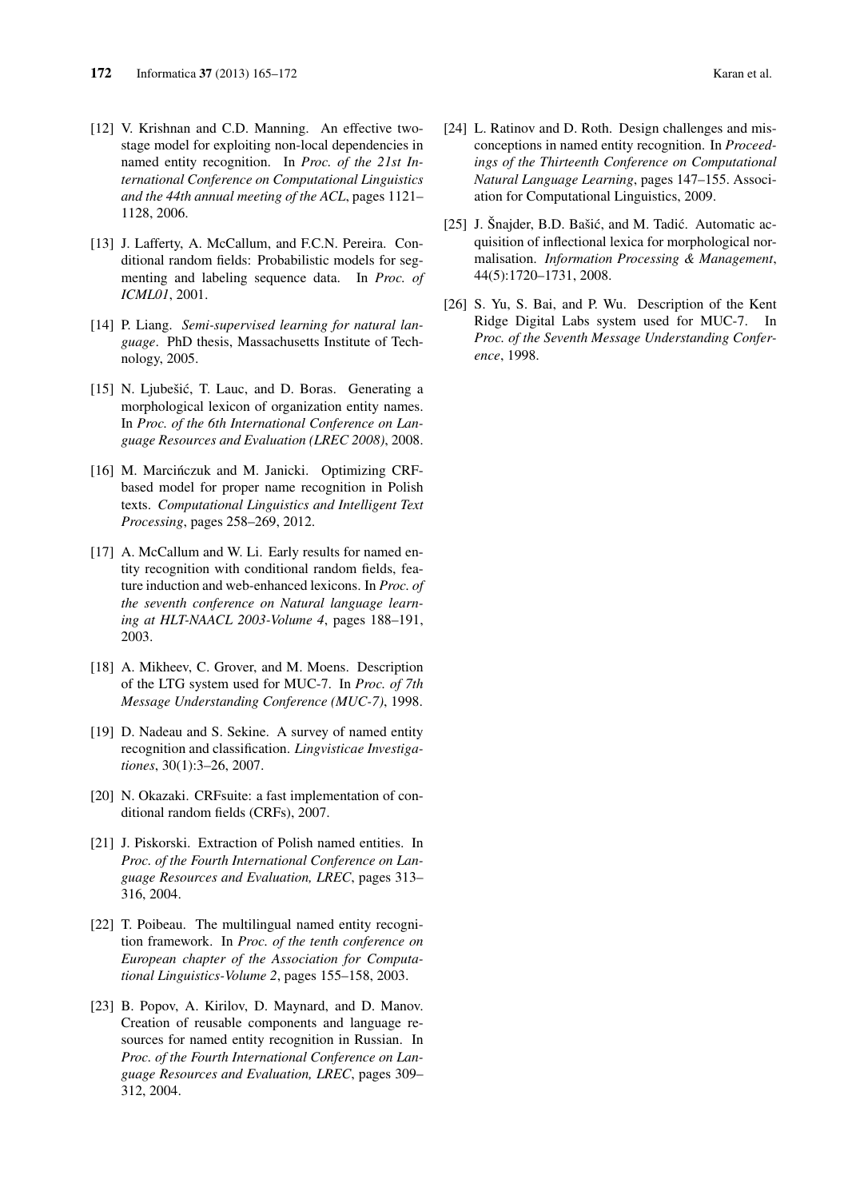[12] V. Krishnan and C.D. Manning. An effective two-stage model for exploiting non-local dependencies in named entity recognition. In *Proc. of the 21st International Conference on Computational Linguistics and the 44th annual meeting of the ACL*, pages 1121–1128, 2006.

[13] J. Lafferty, A. McCallum, and F.C.N. Pereira. Conditional random fields: Probabilistic models for segmenting and labeling sequence data. In *Proc. of ICML01*, 2001.

[14] P. Liang. *Semi-supervised learning for natural language*. PhD thesis, Massachusetts Institute of Technology, 2005.

[15] N. Ljubešić, T. Lauc, and D. Boras. Generating a morphological lexicon of organization entity names. In *Proc. of the 6th International Conference on Language Resources and Evaluation (LREC 2008)*, 2008.

[16] M. Marcińczuk and M. Janicki. Optimizing CRF-based model for proper name recognition in Polish texts. *Computational Linguistics and Intelligent Text Processing*, pages 258–269, 2012.

[17] A. McCallum and W. Li. Early results for named entity recognition with conditional random fields, feature induction and web-enhanced lexicons. In *Proc. of the seventh conference on Natural language learning at HLT-NAACL 2003-Volume 4*, pages 188–191, 2003.

[18] A. Mikheev, C. Grover, and M. Moens. Description of the LTG system used for MUC-7. In *Proc. of 7th Message Understanding Conference (MUC-7)*, 1998.

[19] D. Nadeau and S. Sekine. A survey of named entity recognition and classification. *Lingvisticae Investigationes*, 30(1):3–26, 2007.

[20] N. Okazaki. CRFsuite: a fast implementation of conditional random fields (CRFs), 2007.

[21] J. Piskorski. Extraction of Polish named entities. In *Proc. of the Fourth International Conference on Language Resources and Evaluation, LREC*, pages 313–316, 2004.

[22] T. Poibeau. The multilingual named entity recognition framework. In *Proc. of the tenth conference on European chapter of the Association for Computational Linguistics-Volume 2*, pages 155–158, 2003.

[23] B. Popov, A. Kirilov, D. Maynard, and D. Manov. Creation of reusable components and language resources for named entity recognition in Russian. In *Proc. of the Fourth International Conference on Language Resources and Evaluation, LREC*, pages 309–312, 2004.

[24] L. Ratinov and D. Roth. Design challenges and misconceptions in named entity recognition. In *Proceedings of the Thirteenth Conference on Computational Natural Language Learning*, pages 147–155. Association for Computational Linguistics, 2009.

[25] J. Šnajder, B.D. Bašić, and M. Tadić. Automatic acquisition of inflectional lexica for morphological normalisation. *Information Processing & Management*, 44(5):1720–1731, 2008.

[26] S. Yu, S. Bai, and P. Wu. Description of the Kent Ridge Digital Labs system used for MUC-7. In *Proc. of the Seventh Message Understanding Conference*, 1998.